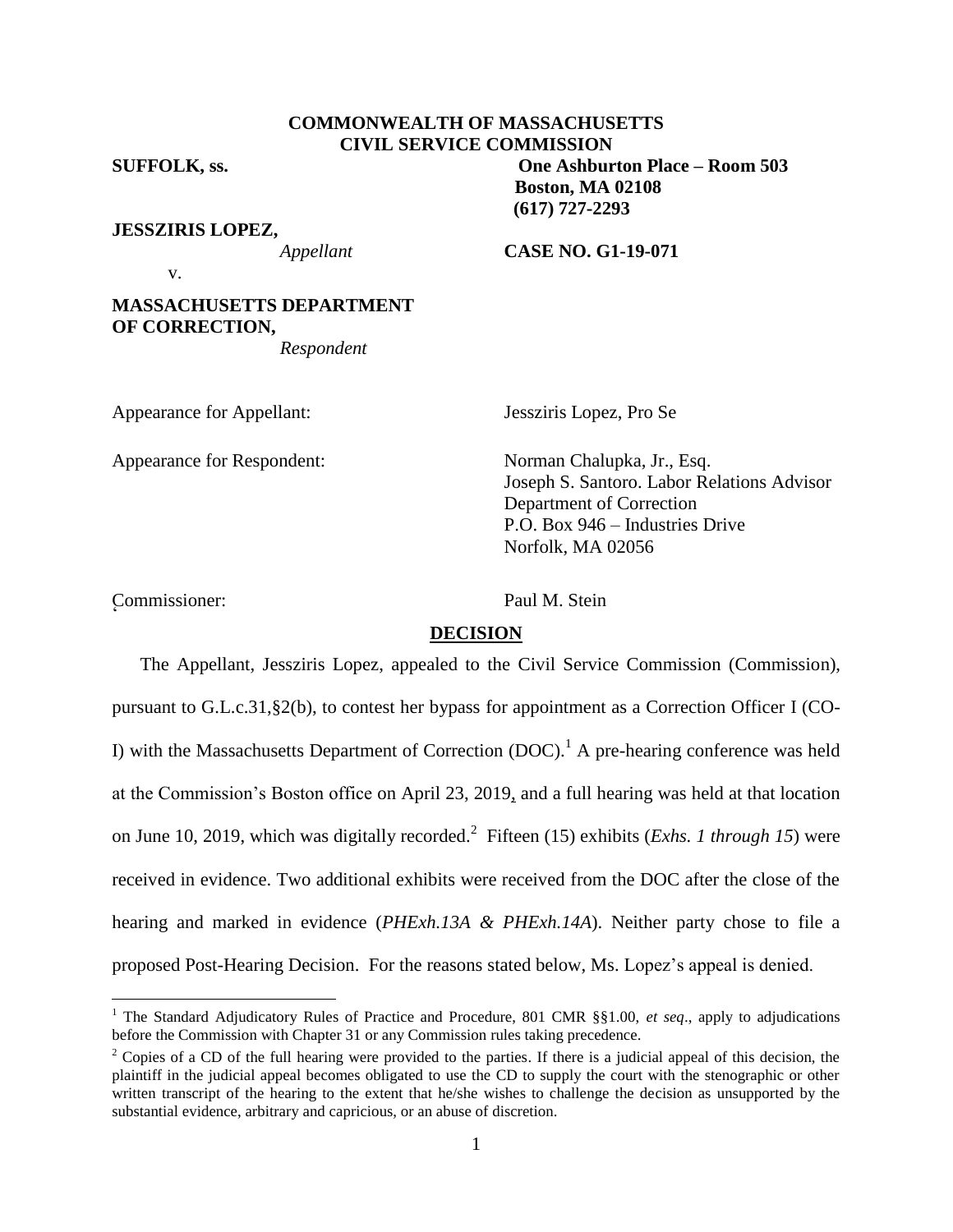**COMMONWEALTH OF MASSACHUSETTS**
**CIVIL SERVICE COMMISSION**

**SUFFOLK, ss.** **One Ashburton Place – Room 503**
**Boston, MA 02108**
**(617) 727-2293**

**JESSZIRIS LOPEZ,**
*Appellant*

v. **CASE NO. G1-19-071**

**MASSACHUSETTS DEPARTMENT OF CORRECTION,**
*Respondent*

Appearance for Appellant: Jessziris Lopez, Pro Se

Appearance for Respondent: Norman Chalupka, Jr., Esq.
Joseph S. Santoro. Labor Relations Advisor
Department of Correction
P.O. Box 946 – Industries Drive
Norfolk, MA 02056

Commissioner: Paul M. Stein

## DECISION

The Appellant, Jessziris Lopez, appealed to the Civil Service Commission (Commission), pursuant to G.L.c.31,§2(b), to contest her bypass for appointment as a Correction Officer I (CO-I) with the Massachusetts Department of Correction (DOC).[1] A pre-hearing conference was held at the Commission's Boston office on April 23, 2019, and a full hearing was held at that location on June 10, 2019, which was digitally recorded.[2] Fifteen (15) exhibits (*Exhs. 1 through 15*) were received in evidence. Two additional exhibits were received from the DOC after the close of the hearing and marked in evidence (*PHExh.13A & PHExh.14A*). Neither party chose to file a proposed Post-Hearing Decision. For the reasons stated below, Ms. Lopez's appeal is denied.

---

[1] The Standard Adjudicatory Rules of Practice and Procedure, 801 CMR §§1.00, *et seq*., apply to adjudications before the Commission with Chapter 31 or any Commission rules taking precedence.

[2] Copies of a CD of the full hearing were provided to the parties. If there is a judicial appeal of this decision, the plaintiff in the judicial appeal becomes obligated to use the CD to supply the court with the stenographic or other written transcript of the hearing to the extent that he/she wishes to challenge the decision as unsupported by the substantial evidence, arbitrary and capricious, or an abuse of discretion.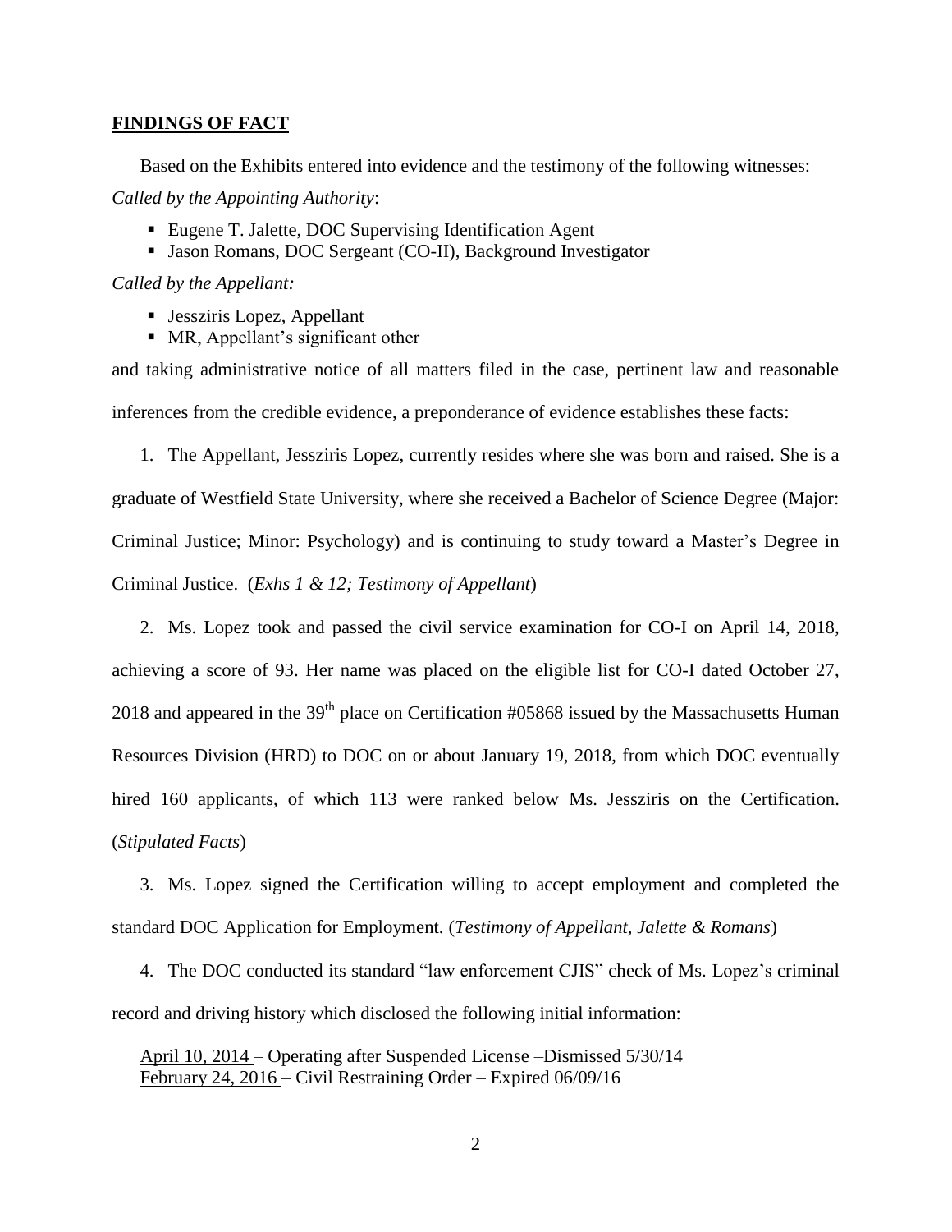## FINDINGS OF FACT

Based on the Exhibits entered into evidence and the testimony of the following witnesses:

*Called by the Appointing Authority*:

- Eugene T. Jalette, DOC Supervising Identification Agent
- Jason Romans, DOC Sergeant (CO-II), Background Investigator

*Called by the Appellant:*

- Jessziris Lopez, Appellant
- MR, Appellant's significant other

and taking administrative notice of all matters filed in the case, pertinent law and reasonable inferences from the credible evidence, a preponderance of evidence establishes these facts:

1. The Appellant, Jessziris Lopez, currently resides where she was born and raised. She is a graduate of Westfield State University, where she received a Bachelor of Science Degree (Major: Criminal Justice; Minor: Psychology) and is continuing to study toward a Master's Degree in Criminal Justice. (*Exhs 1 & 12; Testimony of Appellant*)

2. Ms. Lopez took and passed the civil service examination for CO-I on April 14, 2018, achieving a score of 93. Her name was placed on the eligible list for CO-I dated October 27, 2018 and appeared in the 39th place on Certification #05868 issued by the Massachusetts Human Resources Division (HRD) to DOC on or about January 19, 2018, from which DOC eventually hired 160 applicants, of which 113 were ranked below Ms. Jessziris on the Certification. (*Stipulated Facts*)

3. Ms. Lopez signed the Certification willing to accept employment and completed the standard DOC Application for Employment. (*Testimony of Appellant, Jalette & Romans*)

4. The DOC conducted its standard "law enforcement CJIS" check of Ms. Lopez's criminal record and driving history which disclosed the following initial information:

   April 10, 2014 – Operating after Suspended License –Dismissed 5/30/14
   February 24, 2016 – Civil Restraining Order – Expired 06/09/16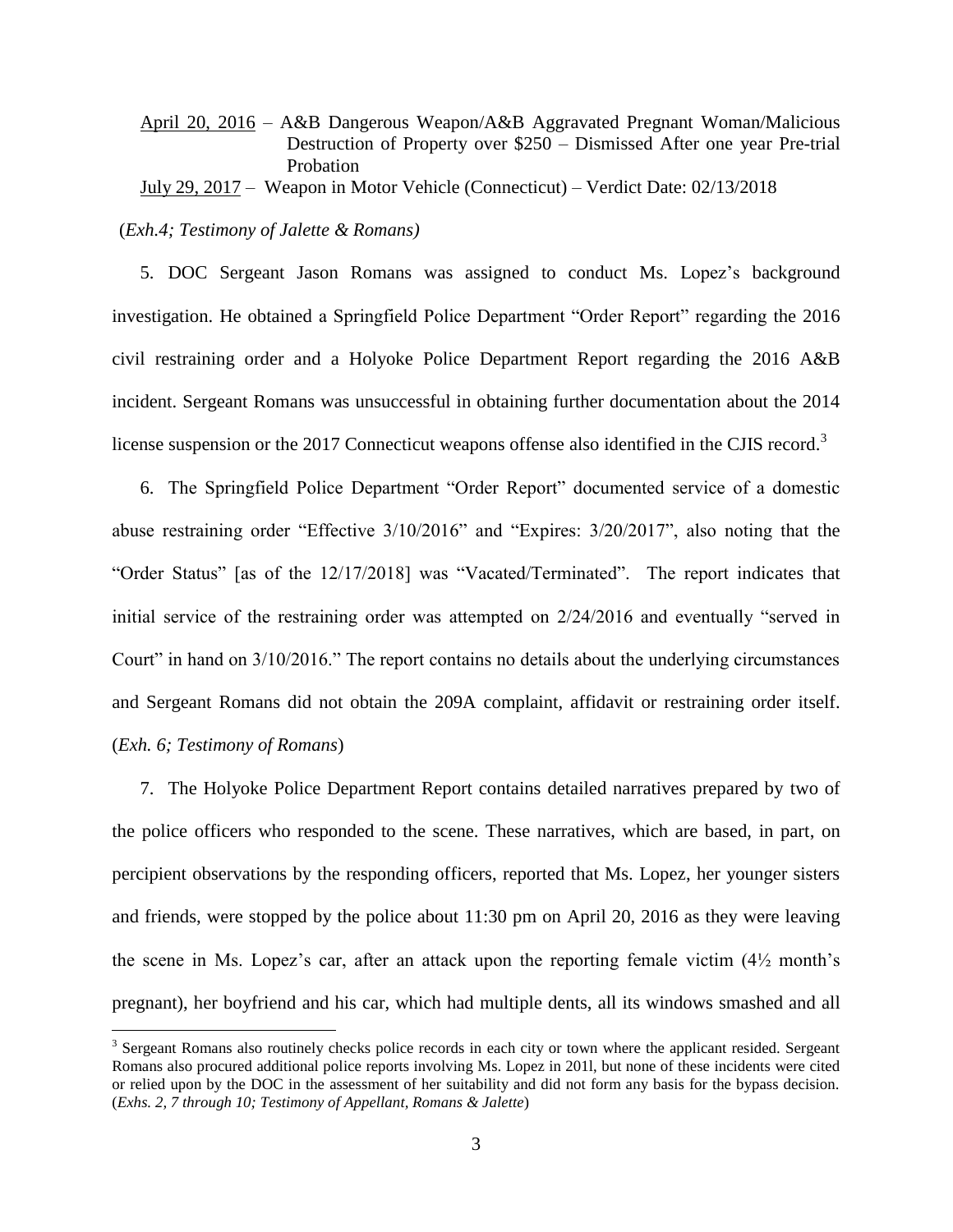<u>April 20, 2016</u> – A&B Dangerous Weapon/A&B Aggravated Pregnant Woman/Malicious Destruction of Property over $250 – Dismissed After one year Pre-trial Probation

<u>July 29, 2017</u> – Weapon in Motor Vehicle (Connecticut) – Verdict Date: 02/13/2018

(*Exh.4; Testimony of Jalette & Romans)*

5. DOC Sergeant Jason Romans was assigned to conduct Ms. Lopez's background investigation. He obtained a Springfield Police Department "Order Report" regarding the 2016 civil restraining order and a Holyoke Police Department Report regarding the 2016 A&B incident. Sergeant Romans was unsuccessful in obtaining further documentation about the 2014 license suspension or the 2017 Connecticut weapons offense also identified in the CJIS record.[3]

6. The Springfield Police Department "Order Report" documented service of a domestic abuse restraining order "Effective 3/10/2016" and "Expires: 3/20/2017", also noting that the "Order Status" [as of the 12/17/2018] was "Vacated/Terminated". The report indicates that initial service of the restraining order was attempted on 2/24/2016 and eventually "served in Court" in hand on 3/10/2016." The report contains no details about the underlying circumstances and Sergeant Romans did not obtain the 209A complaint, affidavit or restraining order itself. (*Exh. 6; Testimony of Romans*)

7. The Holyoke Police Department Report contains detailed narratives prepared by two of the police officers who responded to the scene. These narratives, which are based, in part, on percipient observations by the responding officers, reported that Ms. Lopez, her younger sisters and friends, were stopped by the police about 11:30 pm on April 20, 2016 as they were leaving the scene in Ms. Lopez's car, after an attack upon the reporting female victim (4½ month's pregnant), her boyfriend and his car, which had multiple dents, all its windows smashed and all

---

[3] Sergeant Romans also routinely checks police records in each city or town where the applicant resided. Sergeant Romans also procured additional police reports involving Ms. Lopez in 201l, but none of these incidents were cited or relied upon by the DOC in the assessment of her suitability and did not form any basis for the bypass decision. (*Exhs. 2, 7 through 10; Testimony of Appellant, Romans & Jalette*)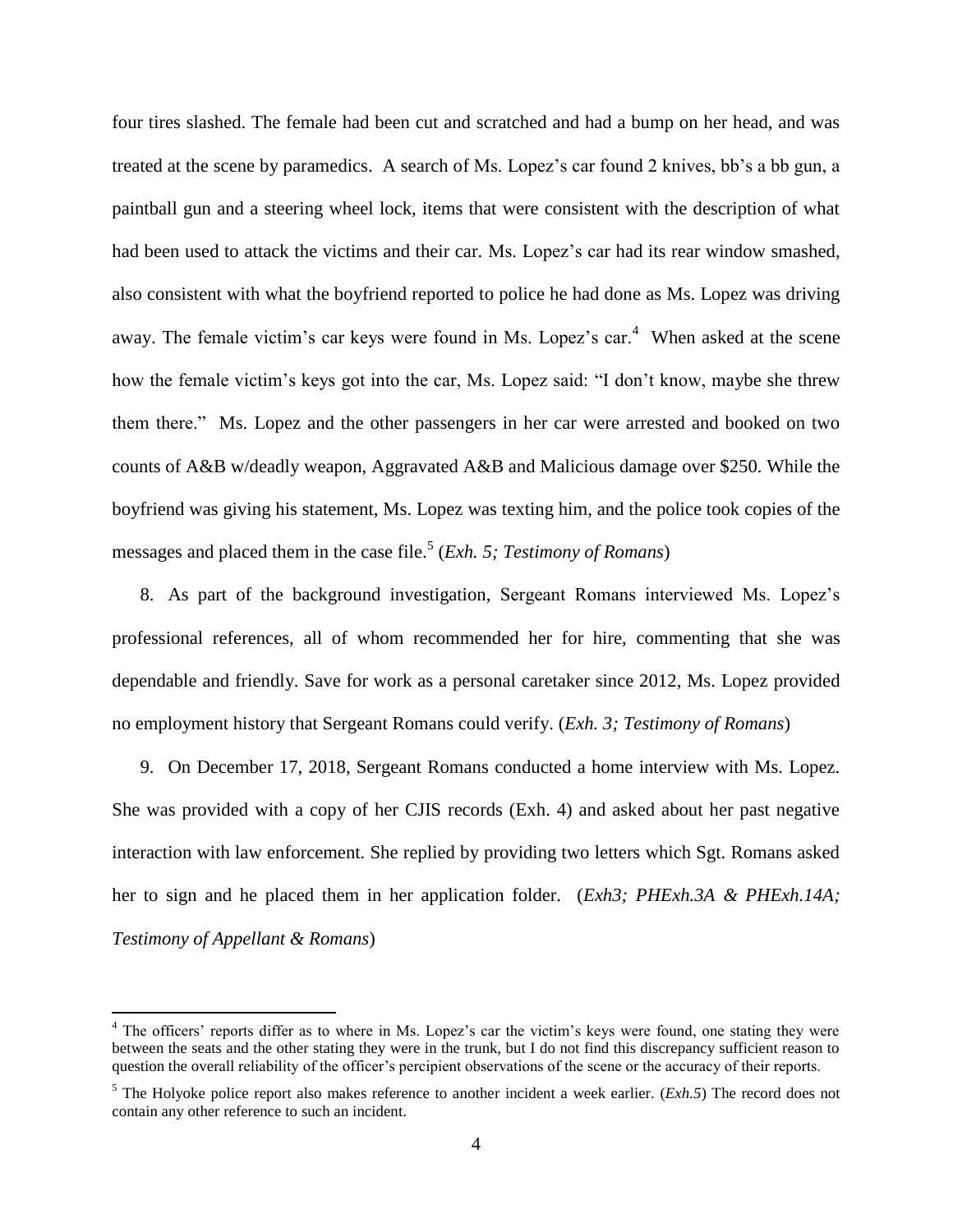four tires slashed. The female had been cut and scratched and had a bump on her head, and was treated at the scene by paramedics. A search of Ms. Lopez's car found 2 knives, bb's a bb gun, a paintball gun and a steering wheel lock, items that were consistent with the description of what had been used to attack the victims and their car. Ms. Lopez's car had its rear window smashed, also consistent with what the boyfriend reported to police he had done as Ms. Lopez was driving away. The female victim's car keys were found in Ms. Lopez's car.[4] When asked at the scene how the female victim's keys got into the car, Ms. Lopez said: "I don't know, maybe she threw them there." Ms. Lopez and the other passengers in her car were arrested and booked on two counts of A&B w/deadly weapon, Aggravated A&B and Malicious damage over $250. While the boyfriend was giving his statement, Ms. Lopez was texting him, and the police took copies of the messages and placed them in the case file.[5] (*Exh. 5; Testimony of Romans*)

8. As part of the background investigation, Sergeant Romans interviewed Ms. Lopez's professional references, all of whom recommended her for hire, commenting that she was dependable and friendly. Save for work as a personal caretaker since 2012, Ms. Lopez provided no employment history that Sergeant Romans could verify. (*Exh. 3; Testimony of Romans*)

9. On December 17, 2018, Sergeant Romans conducted a home interview with Ms. Lopez. She was provided with a copy of her CJIS records (Exh. 4) and asked about her past negative interaction with law enforcement. She replied by providing two letters which Sgt. Romans asked her to sign and he placed them in her application folder. (*Exh3; PHExh.3A & PHExh.14A; Testimony of Appellant & Romans*)

---

[4] The officers' reports differ as to where in Ms. Lopez's car the victim's keys were found, one stating they were between the seats and the other stating they were in the trunk, but I do not find this discrepancy sufficient reason to question the overall reliability of the officer's percipient observations of the scene or the accuracy of their reports.

[5] The Holyoke police report also makes reference to another incident a week earlier. (*Exh.5*) The record does not contain any other reference to such an incident.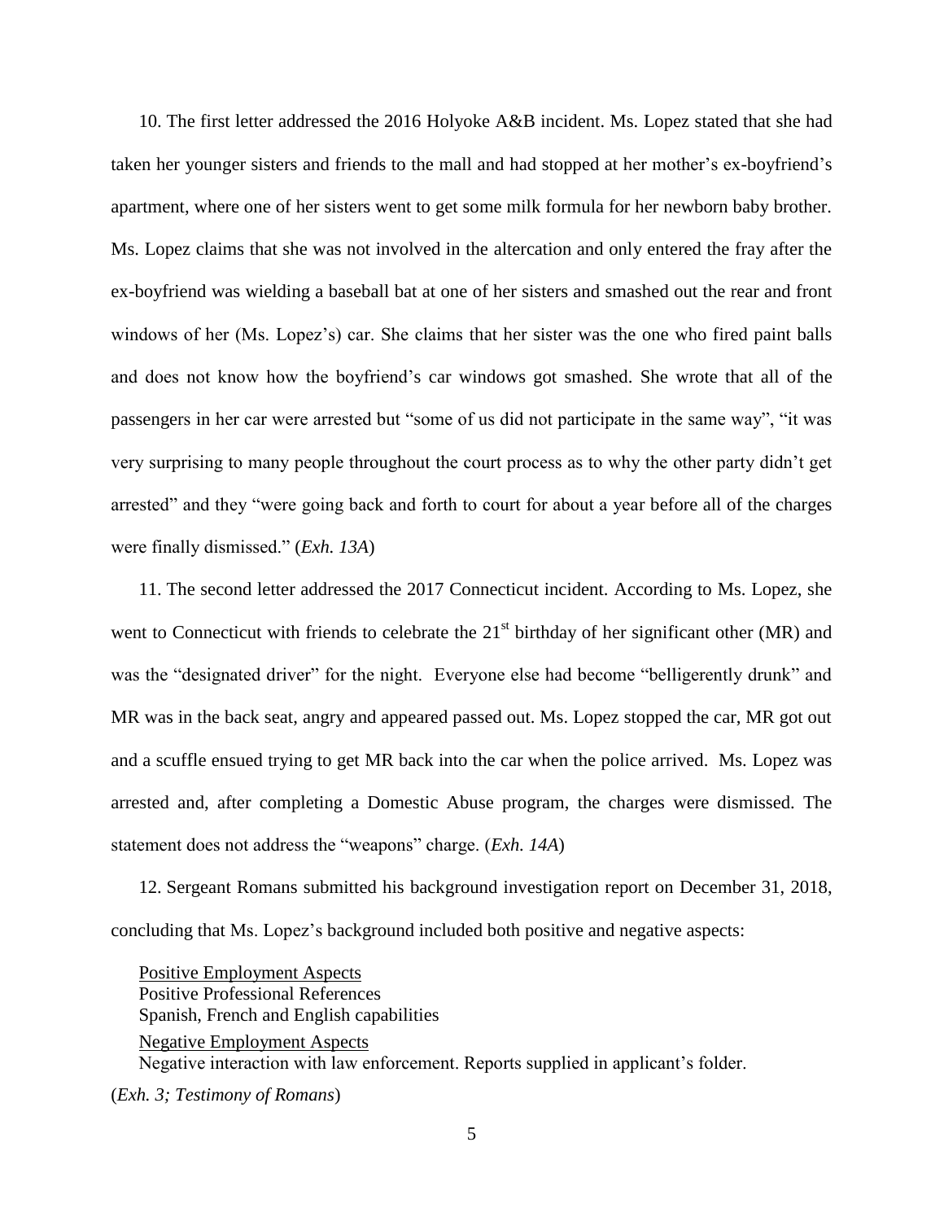10. The first letter addressed the 2016 Holyoke A&B incident. Ms. Lopez stated that she had taken her younger sisters and friends to the mall and had stopped at her mother's ex-boyfriend's apartment, where one of her sisters went to get some milk formula for her newborn baby brother. Ms. Lopez claims that she was not involved in the altercation and only entered the fray after the ex-boyfriend was wielding a baseball bat at one of her sisters and smashed out the rear and front windows of her (Ms. Lopez's) car. She claims that her sister was the one who fired paint balls and does not know how the boyfriend's car windows got smashed. She wrote that all of the passengers in her car were arrested but "some of us did not participate in the same way", "it was very surprising to many people throughout the court process as to why the other party didn't get arrested" and they "were going back and forth to court for about a year before all of the charges were finally dismissed." (*Exh. 13A*)

11. The second letter addressed the 2017 Connecticut incident. According to Ms. Lopez, she went to Connecticut with friends to celebrate the 21st birthday of her significant other (MR) and was the "designated driver" for the night. Everyone else had become "belligerently drunk" and MR was in the back seat, angry and appeared passed out. Ms. Lopez stopped the car, MR got out and a scuffle ensued trying to get MR back into the car when the police arrived. Ms. Lopez was arrested and, after completing a Domestic Abuse program, the charges were dismissed. The statement does not address the "weapons" charge. (*Exh. 14A*)

12. Sergeant Romans submitted his background investigation report on December 31, 2018, concluding that Ms. Lopez's background included both positive and negative aspects:

> <u>Positive Employment Aspects</u>
> Positive Professional References
> Spanish, French and English capabilities
>
> <u>Negative Employment Aspects</u>
> Negative interaction with law enforcement. Reports supplied in applicant's folder.

(*Exh. 3; Testimony of Romans*)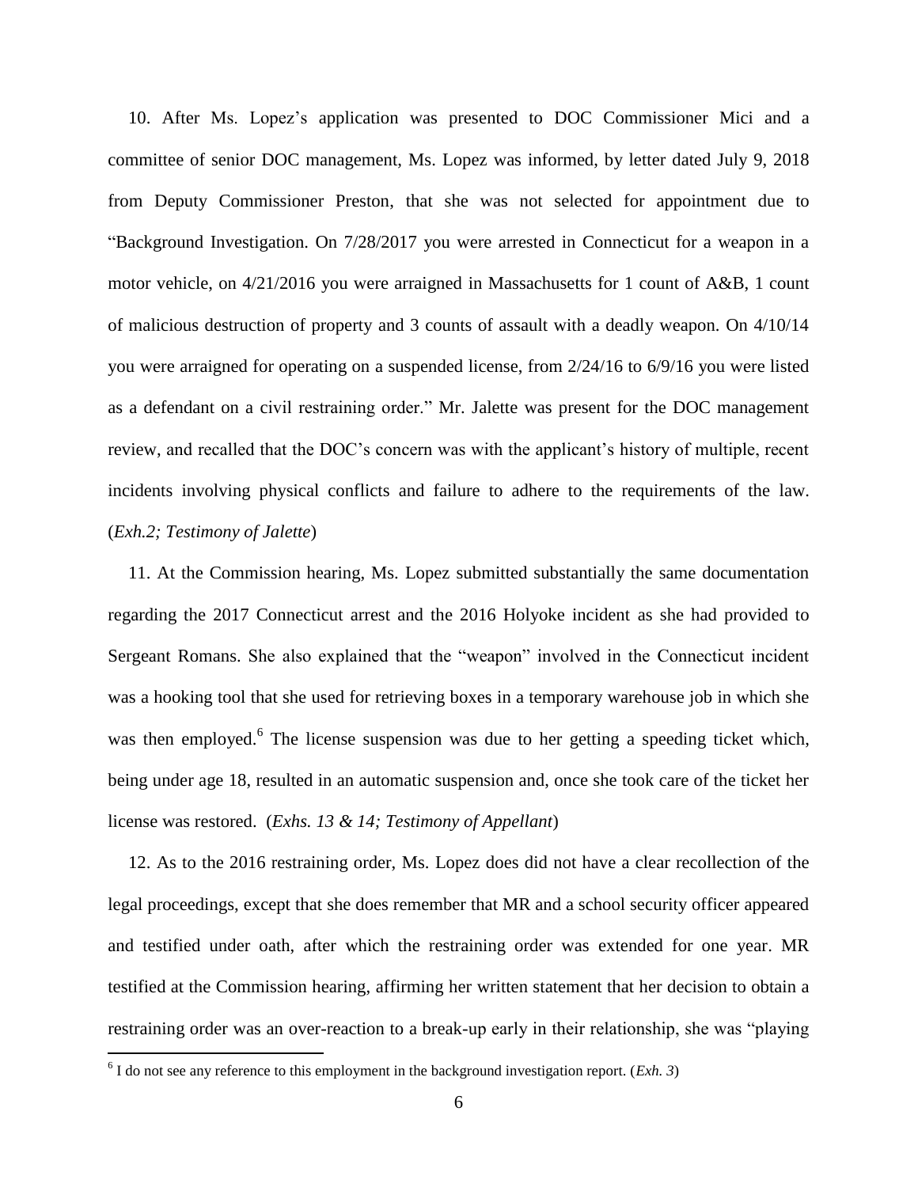10. After Ms. Lopez's application was presented to DOC Commissioner Mici and a committee of senior DOC management, Ms. Lopez was informed, by letter dated July 9, 2018 from Deputy Commissioner Preston, that she was not selected for appointment due to "Background Investigation. On 7/28/2017 you were arrested in Connecticut for a weapon in a motor vehicle, on 4/21/2016 you were arraigned in Massachusetts for 1 count of A&B, 1 count of malicious destruction of property and 3 counts of assault with a deadly weapon. On 4/10/14 you were arraigned for operating on a suspended license, from 2/24/16 to 6/9/16 you were listed as a defendant on a civil restraining order." Mr. Jalette was present for the DOC management review, and recalled that the DOC's concern was with the applicant's history of multiple, recent incidents involving physical conflicts and failure to adhere to the requirements of the law. (*Exh.2; Testimony of Jalette*)

11. At the Commission hearing, Ms. Lopez submitted substantially the same documentation regarding the 2017 Connecticut arrest and the 2016 Holyoke incident as she had provided to Sergeant Romans. She also explained that the "weapon" involved in the Connecticut incident was a hooking tool that she used for retrieving boxes in a temporary warehouse job in which she was then employed.[6] The license suspension was due to her getting a speeding ticket which, being under age 18, resulted in an automatic suspension and, once she took care of the ticket her license was restored. (*Exhs. 13 & 14; Testimony of Appellant*)

12. As to the 2016 restraining order, Ms. Lopez does did not have a clear recollection of the legal proceedings, except that she does remember that MR and a school security officer appeared and testified under oath, after which the restraining order was extended for one year. MR testified at the Commission hearing, affirming her written statement that her decision to obtain a restraining order was an over-reaction to a break-up early in their relationship, she was "playing

[6] I do not see any reference to this employment in the background investigation report. (*Exh. 3*)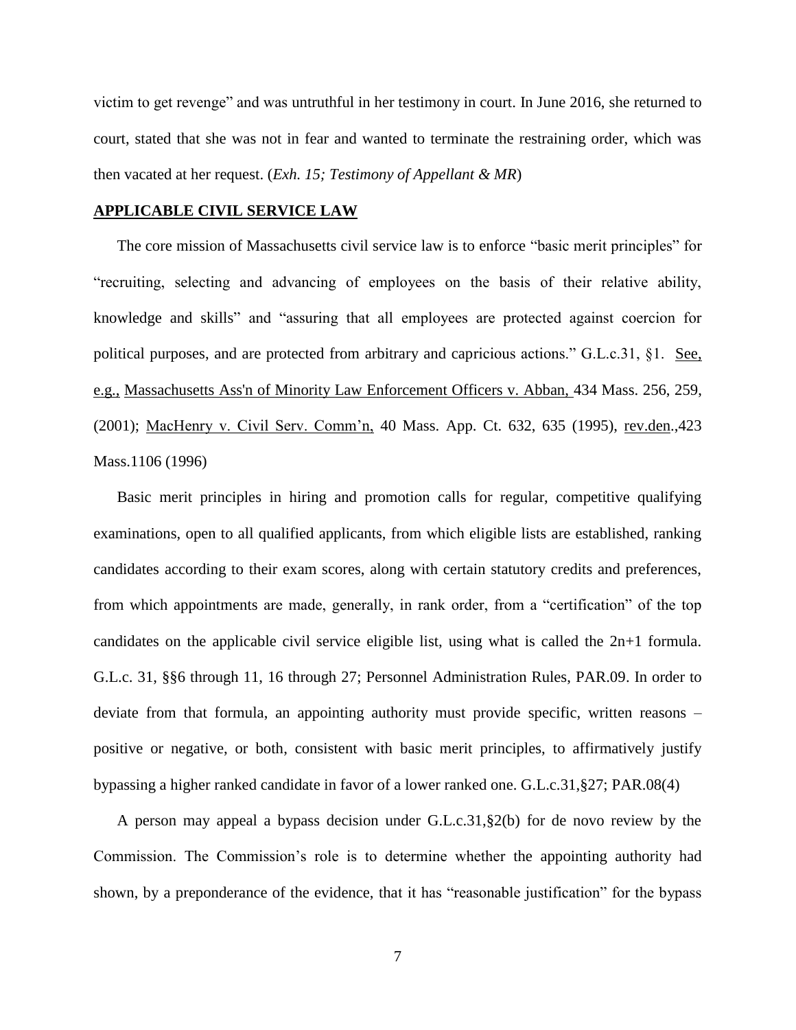victim to get revenge" and was untruthful in her testimony in court. In June 2016, she returned to court, stated that she was not in fear and wanted to terminate the restraining order, which was then vacated at her request. (*Exh. 15; Testimony of Appellant & MR*)

## APPLICABLE CIVIL SERVICE LAW

The core mission of Massachusetts civil service law is to enforce "basic merit principles" for "recruiting, selecting and advancing of employees on the basis of their relative ability, knowledge and skills" and "assuring that all employees are protected against coercion for political purposes, and are protected from arbitrary and capricious actions." G.L.c.31, §1. See, e.g., Massachusetts Ass'n of Minority Law Enforcement Officers v. Abban, 434 Mass. 256, 259, (2001); MacHenry v. Civil Serv. Comm'n, 40 Mass. App. Ct. 632, 635 (1995), rev.den.,423 Mass.1106 (1996)

Basic merit principles in hiring and promotion calls for regular, competitive qualifying examinations, open to all qualified applicants, from which eligible lists are established, ranking candidates according to their exam scores, along with certain statutory credits and preferences, from which appointments are made, generally, in rank order, from a "certification" of the top candidates on the applicable civil service eligible list, using what is called the 2n+1 formula. G.L.c. 31, §§6 through 11, 16 through 27; Personnel Administration Rules, PAR.09. In order to deviate from that formula, an appointing authority must provide specific, written reasons – positive or negative, or both, consistent with basic merit principles, to affirmatively justify bypassing a higher ranked candidate in favor of a lower ranked one. G.L.c.31,§27; PAR.08(4)

A person may appeal a bypass decision under G.L.c.31,§2(b) for de novo review by the Commission. The Commission's role is to determine whether the appointing authority had shown, by a preponderance of the evidence, that it has "reasonable justification" for the bypass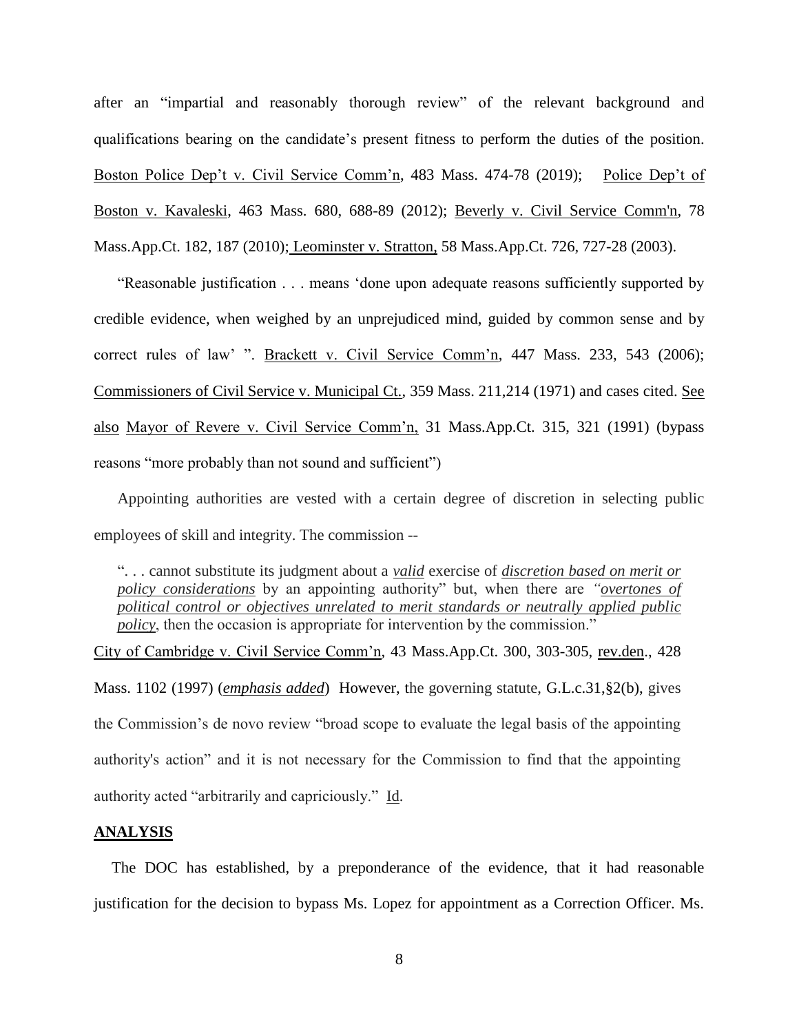after an "impartial and reasonably thorough review" of the relevant background and qualifications bearing on the candidate's present fitness to perform the duties of the position. Boston Police Dep't v. Civil Service Comm'n, 483 Mass. 474-78 (2019); Police Dep't of Boston v. Kavaleski, 463 Mass. 680, 688-89 (2012); Beverly v. Civil Service Comm'n, 78 Mass.App.Ct. 182, 187 (2010); Leominster v. Stratton, 58 Mass.App.Ct. 726, 727-28 (2003).

"Reasonable justification . . . means 'done upon adequate reasons sufficiently supported by credible evidence, when weighed by an unprejudiced mind, guided by common sense and by correct rules of law' ". Brackett v. Civil Service Comm'n, 447 Mass. 233, 543 (2006); Commissioners of Civil Service v. Municipal Ct., 359 Mass. 211,214 (1971) and cases cited. See also Mayor of Revere v. Civil Service Comm'n, 31 Mass.App.Ct. 315, 321 (1991) (bypass reasons "more probably than not sound and sufficient")

Appointing authorities are vested with a certain degree of discretion in selecting public employees of skill and integrity. The commission --

> ". . . cannot substitute its judgment about a ***valid*** exercise of ***discretion based on merit or policy considerations*** by an appointing authority" but, when there are *"**overtones of political control or objectives unrelated to merit standards or neutrally applied public policy***, then the occasion is appropriate for intervention by the commission."

City of Cambridge v. Civil Service Comm'n, 43 Mass.App.Ct. 300, 303-305, rev.den., 428 Mass. 1102 (1997) (***emphasis added***) However, the governing statute, G.L.c.31,§2(b), gives the Commission's de novo review "broad scope to evaluate the legal basis of the appointing authority's action" and it is not necessary for the Commission to find that the appointing authority acted "arbitrarily and capriciously." Id.

## ANALYSIS

The DOC has established, by a preponderance of the evidence, that it had reasonable justification for the decision to bypass Ms. Lopez for appointment as a Correction Officer. Ms.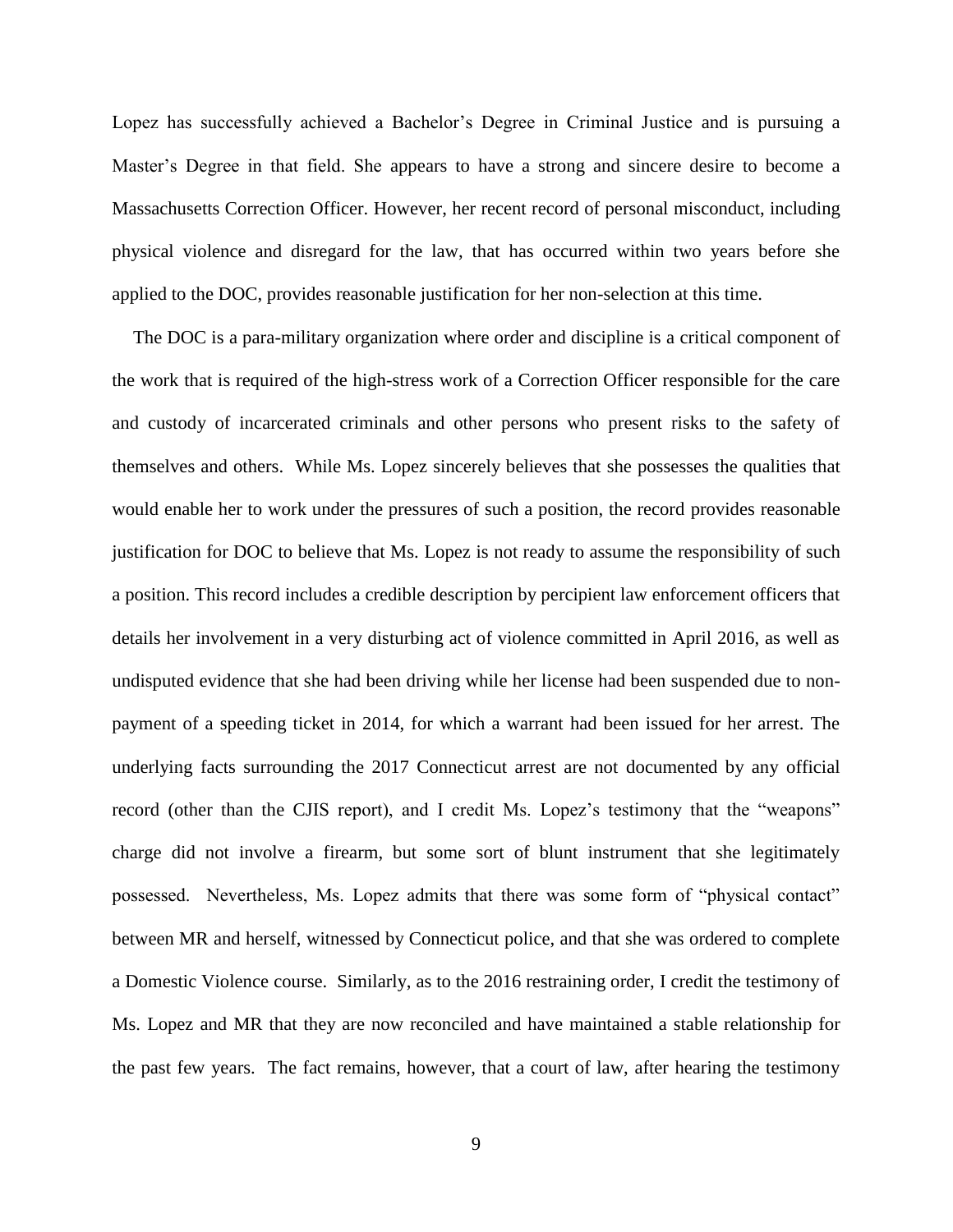Lopez has successfully achieved a Bachelor's Degree in Criminal Justice and is pursuing a Master's Degree in that field. She appears to have a strong and sincere desire to become a Massachusetts Correction Officer. However, her recent record of personal misconduct, including physical violence and disregard for the law, that has occurred within two years before she applied to the DOC, provides reasonable justification for her non-selection at this time.

The DOC is a para-military organization where order and discipline is a critical component of the work that is required of the high-stress work of a Correction Officer responsible for the care and custody of incarcerated criminals and other persons who present risks to the safety of themselves and others. While Ms. Lopez sincerely believes that she possesses the qualities that would enable her to work under the pressures of such a position, the record provides reasonable justification for DOC to believe that Ms. Lopez is not ready to assume the responsibility of such a position. This record includes a credible description by percipient law enforcement officers that details her involvement in a very disturbing act of violence committed in April 2016, as well as undisputed evidence that she had been driving while her license had been suspended due to non-payment of a speeding ticket in 2014, for which a warrant had been issued for her arrest. The underlying facts surrounding the 2017 Connecticut arrest are not documented by any official record (other than the CJIS report), and I credit Ms. Lopez's testimony that the "weapons" charge did not involve a firearm, but some sort of blunt instrument that she legitimately possessed. Nevertheless, Ms. Lopez admits that there was some form of "physical contact" between MR and herself, witnessed by Connecticut police, and that she was ordered to complete a Domestic Violence course. Similarly, as to the 2016 restraining order, I credit the testimony of Ms. Lopez and MR that they are now reconciled and have maintained a stable relationship for the past few years. The fact remains, however, that a court of law, after hearing the testimony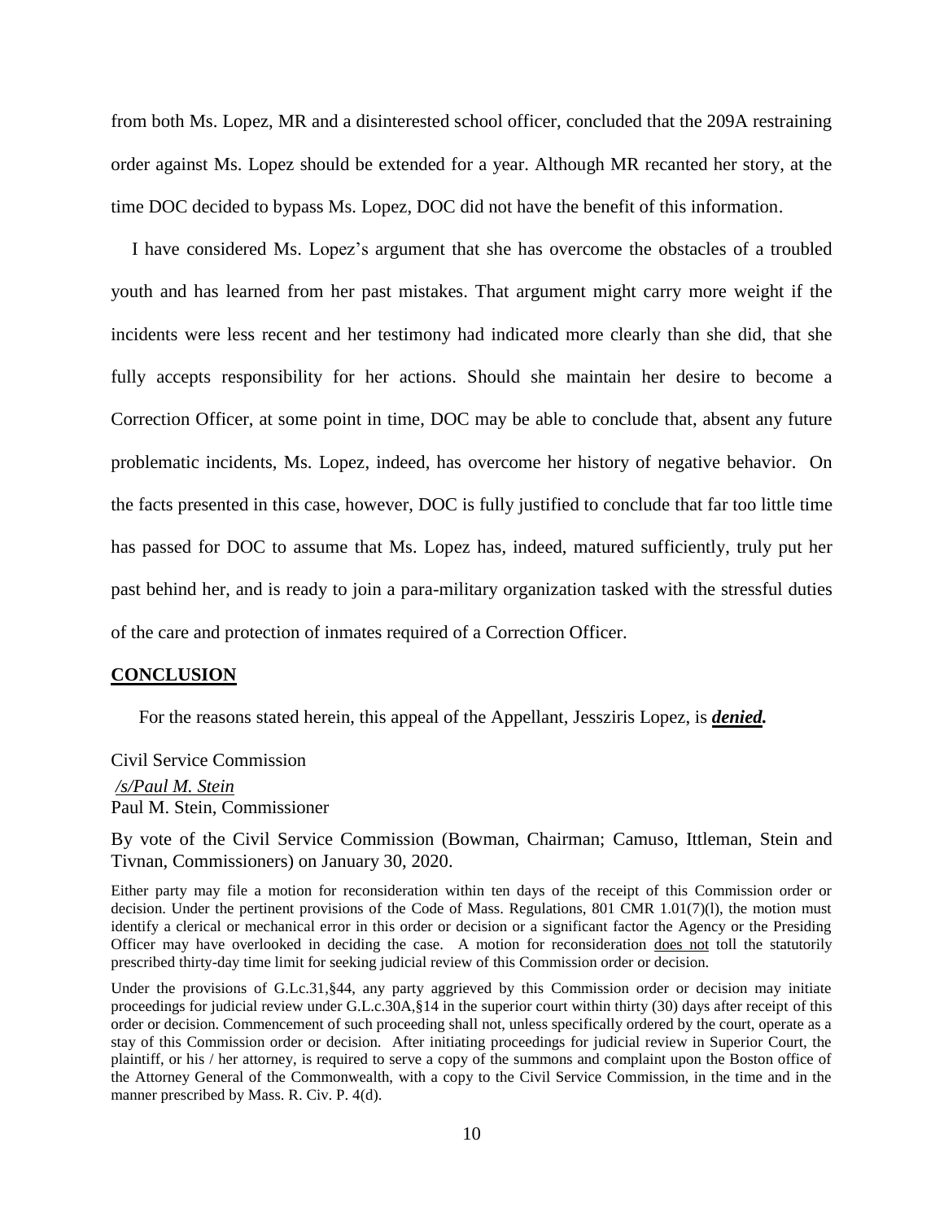from both Ms. Lopez, MR and a disinterested school officer, concluded that the 209A restraining order against Ms. Lopez should be extended for a year. Although MR recanted her story, at the time DOC decided to bypass Ms. Lopez, DOC did not have the benefit of this information.

I have considered Ms. Lopez's argument that she has overcome the obstacles of a troubled youth and has learned from her past mistakes. That argument might carry more weight if the incidents were less recent and her testimony had indicated more clearly than she did, that she fully accepts responsibility for her actions. Should she maintain her desire to become a Correction Officer, at some point in time, DOC may be able to conclude that, absent any future problematic incidents, Ms. Lopez, indeed, has overcome her history of negative behavior. On the facts presented in this case, however, DOC is fully justified to conclude that far too little time has passed for DOC to assume that Ms. Lopez has, indeed, matured sufficiently, truly put her past behind her, and is ready to join a para-military organization tasked with the stressful duties of the care and protection of inmates required of a Correction Officer.

**CONCLUSION**

For the reasons stated herein, this appeal of the Appellant, Jessziris Lopez, is ***denied.***

Civil Service Commission

*/s/Paul M. Stein*
Paul M. Stein, Commissioner

By vote of the Civil Service Commission (Bowman, Chairman; Camuso, Ittleman, Stein and Tivnan, Commissioners) on January 30, 2020.

Either party may file a motion for reconsideration within ten days of the receipt of this Commission order or decision. Under the pertinent provisions of the Code of Mass. Regulations, 801 CMR 1.01(7)(l), the motion must identify a clerical or mechanical error in this order or decision or a significant factor the Agency or the Presiding Officer may have overlooked in deciding the case. A motion for reconsideration does not toll the statutorily prescribed thirty-day time limit for seeking judicial review of this Commission order or decision.

Under the provisions of G.Lc.31,§44, any party aggrieved by this Commission order or decision may initiate proceedings for judicial review under G.L.c.30A,§14 in the superior court within thirty (30) days after receipt of this order or decision. Commencement of such proceeding shall not, unless specifically ordered by the court, operate as a stay of this Commission order or decision. After initiating proceedings for judicial review in Superior Court, the plaintiff, or his / her attorney, is required to serve a copy of the summons and complaint upon the Boston office of the Attorney General of the Commonwealth, with a copy to the Civil Service Commission, in the time and in the manner prescribed by Mass. R. Civ. P. 4(d).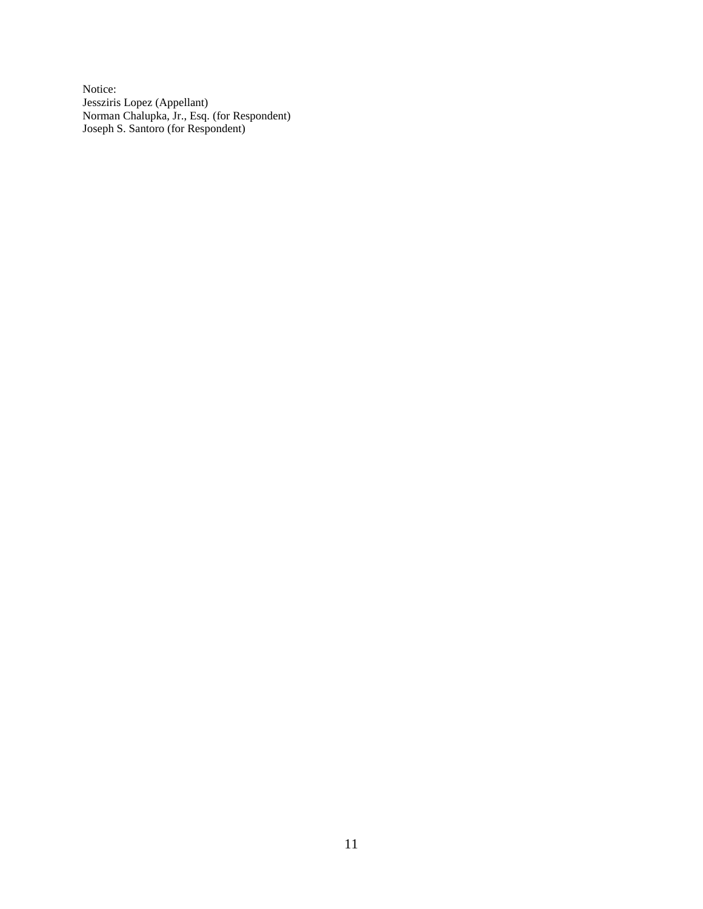Notice:
Jessziris Lopez (Appellant)
Norman Chalupka, Jr., Esq. (for Respondent)
Joseph S. Santoro (for Respondent)